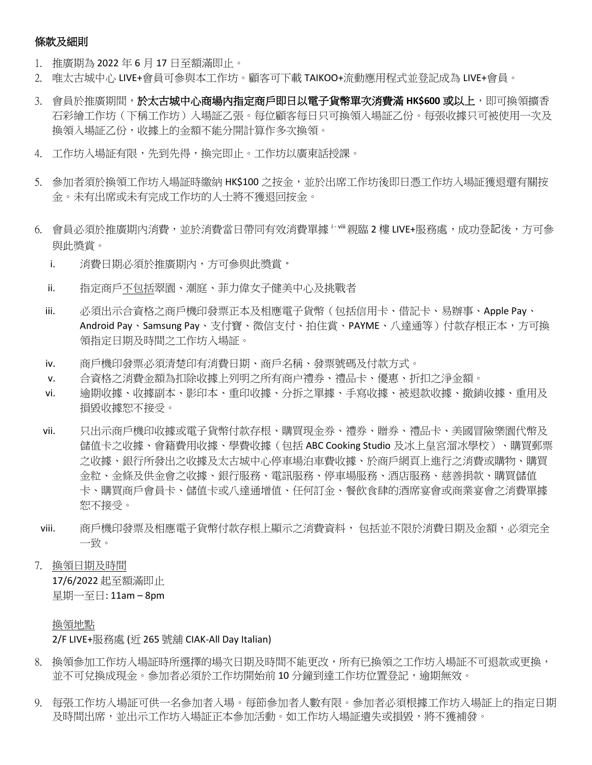**條款及細則**

1. 推廣期為 2022 年 6 月 17 日至額滿即止。
2. 唯太古城中心 LIVE+會員可參與本工作坊。顧客可下載 TAIKOO+流動應用程式並登記成為 LIVE+會員。
3. 會員於推廣期間，**於太古城中心商場內指定商戶即日以電子貨幣單次消費滿 HK$600 或以上**，即可換領擴香石彩繪工作坊（下稱工作坊）入場証乙張。每位顧客每日只可換領入場証乙份。每張收據只可被使用一次及換領入場証乙份，收據上的金額不能分開計算作多次換領。
4. 工作坊入場証有限，先到先得，換完即止。工作坊以廣東話授課。
5. 參加者須於換領工作坊入場証時繳納 HK$100 之按金，並於出席工作坊後即日憑工作坊入場証獲退還有關按金。未有出席或未有完成工作坊的人士將不獲退回按金。
6. 會員必須於推廣期內消費，並於消費當日帶同有效消費單據 [i - viii] 親臨 2 樓 LIVE+服務處，成功登記後，方可參與此獎賞。
   i. 消費日期必須於推廣期內，方可參與此獎賞。
   ii. 指定商戶<u>不包括</u>翠園、潮庭、菲力偉女子健美中心及挑戰者
   iii. 必須出示合資格之商戶機印發票正本及相應電子貨幣（包括信用卡、借記卡、易辦事、Apple Pay、Android Pay、Samsung Pay、支付寶、微信支付、拍住賞、PAYME、八達通等）付款存根正本，方可換領指定日期及時間之工作坊入場証。
   iv. 商戶機印發票必須清楚印有消費日期、商戶名稱、發票號碼及付款方式。
   v. 合資格之消費金額為扣除收據上列明之所有商户禮券、禮品卡、優惠、折扣之淨金額。
   vi. 逾期收據、收據副本、影印本、重印收據、分拆之單據、手寫收據、被退款收據、撤銷收據、重用及損毀收據恕不接受。
   vii. 只出示商戶機印收據或電子貨幣付款存根、購買現金券、禮券、贈券、禮品卡、美國冒險樂園代幣及儲值卡之收據、會籍費用收據、學費收據（包括 ABC Cooking Studio 及冰上皇宮溜冰學校）、購買郵票之收據、銀行所發出之收據及太古城中心停車場泊車費收據、於商戶網頁上進行之消費或購物、購買金粒、金條及供金會之收據、銀行服務、電訊服務、停車場服務、酒店服務、慈善捐款、購買儲值卡、購買商戶會員卡、儲值卡或八達通增值、任何訂金、餐飲食肆的酒席宴會或商業宴會之消費單據恕不接受。
   viii. 商戶機印發票及相應電子貨幣付款存根上顯示之消費資料， 包括並不限於消費日期及金額，必須完全一致。
7. <u>換領日期及時間</u>
   17/6/2022 起至額滿即止
   星期一至日: 11am – 8pm

   <u>換領地點</u>
   2/F LIVE+服務處 (近 265 號舖 CIAK-All Day Italian)
8. 換領參加工作坊入場証時所選擇的場次日期及時間不能更改，所有已換領之工作坊入場証不可退款或更換，並不可兌換成現金。參加者必須於工作坊開始前 10 分鐘到達工作坊位置登記，逾期無效。
9. 每張工作坊入場証可供一名參加者入場。每節參加者人數有限。參加者必須根據工作坊入場証上的指定日期及時間出席，並出示工作坊入場証正本參加活動。如工作坊入場証遺失或損毀，將不獲補發。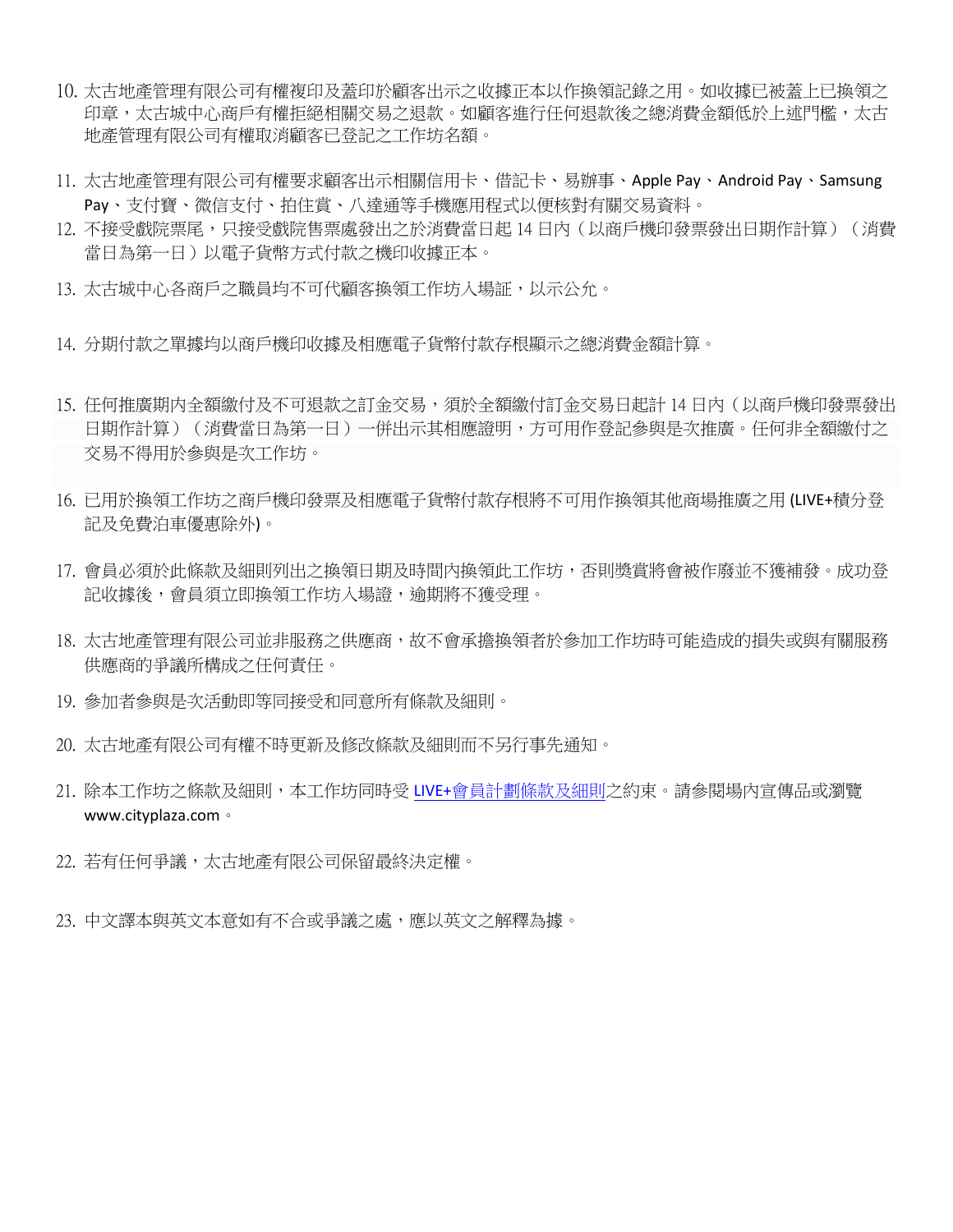10. 太古地產管理有限公司有權複印及蓋印於顧客出示之收據正本以作換領記錄之用。如收據已被蓋上已換領之印章，太古城中心商戶有權拒絕相關交易之退款。如顧客進行任何退款後之總消費金額低於上述門檻，太古地產管理有限公司有權取消顧客已登記之工作坊名額。

11. 太古地產管理有限公司有權要求顧客出示相關信用卡、借記卡、易辦事、Apple Pay、Android Pay、Samsung Pay、支付寶、微信支付、拍住賞、八達通等手機應用程式以便核對有關交易資料。

12. 不接受戲院票尾，只接受戲院售票處發出之於消費當日起 14 日內（以商戶機印發票發出日期作計算）（消費當日為第一日）以電子貨幣方式付款之機印收據正本。

13. 太古城中心各商戶之職員均不可代顧客換領工作坊入場証，以示公允。

14. 分期付款之單據均以商戶機印收據及相應電子貨幣付款存根顯示之總消費金額計算。

15. 任何推廣期內全額繳付及不可退款之訂金交易，須於全額繳付訂金交易日起計 14 日內（以商戶機印發票發出日期作計算）（消費當日為第一日）一併出示其相應證明，方可用作登記參與是次推廣。任何非全額繳付之交易不得用於參與是次工作坊。

16. 已用於換領工作坊之商戶機印發票及相應電子貨幣付款存根將不可用作換領其他商場推廣之用 (LIVE+積分登記及免費泊車優惠除外)。

17. 會員必須於此條款及細則列出之換領日期及時間內換領此工作坊，否則獎賞將會被作廢並不獲補發。成功登記收據後，會員須立即換領工作坊入場證，逾期將不獲受理。

18. 太古地產管理有限公司並非服務之供應商，故不會承擔換領者於參加工作坊時可能造成的損失或與有關服務供應商的爭議所構成之任何責任。

19. 參加者參與是次活動即等同接受和同意所有條款及細則。

20. 太古地產有限公司有權不時更新及修改條款及細則而不另行事先通知。

21. 除本工作坊之條款及細則，本工作坊同時受 LIVE+會員計劃條款及細則之約束。請參閱場內宣傳品或瀏覽 www.cityplaza.com。

22. 若有任何爭議，太古地產有限公司保留最終決定權。

23. 中文譯本與英文本意如有不合或爭議之處，應以英文之解釋為據。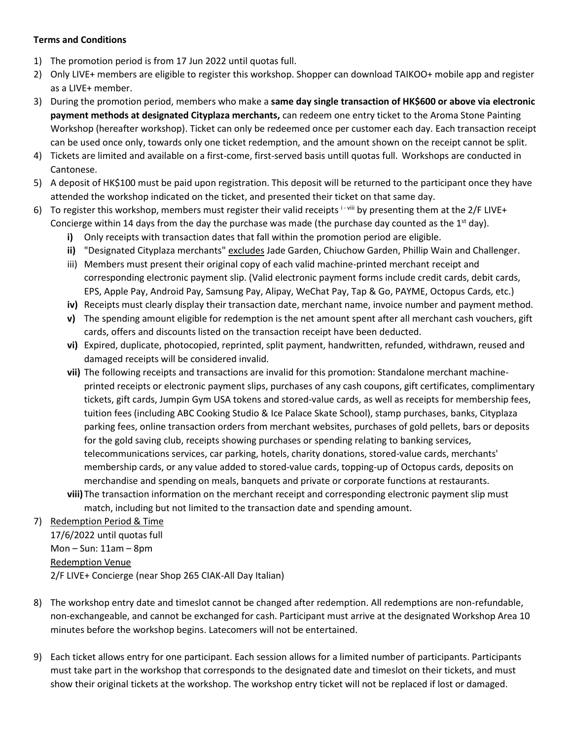**Terms and Conditions**

1) The promotion period is from 17 Jun 2022 until quotas full.
2) Only LIVE+ members are eligible to register this workshop. Shopper can download TAIKOO+ mobile app and register as a LIVE+ member.
3) During the promotion period, members who make a **same day single transaction of HK$600 or above via electronic payment methods at designated Cityplaza merchants,** can redeem one entry ticket to the Aroma Stone Painting Workshop (hereafter workshop). Ticket can only be redeemed once per customer each day. Each transaction receipt can be used once only, towards only one ticket redemption, and the amount shown on the receipt cannot be split.
4) Tickets are limited and available on a first-come, first-served basis untill quotas full. Workshops are conducted in Cantonese.
5) A deposit of HK$100 must be paid upon registration. This deposit will be returned to the participant once they have attended the workshop indicated on the ticket, and presented their ticket on that same day.
6) To register this workshop, members must register their valid receipts [i - viii] by presenting them at the 2/F LIVE+ Concierge within 14 days from the day the purchase was made (the purchase day counted as the 1st day).
   - **i)** Only receipts with transaction dates that fall within the promotion period are eligible.
   - **ii)** "Designated Cityplaza merchants" <u>excludes</u> Jade Garden, Chiuchow Garden, Phillip Wain and Challenger.
   - iii) Members must present their original copy of each valid machine-printed merchant receipt and corresponding electronic payment slip. (Valid electronic payment forms include credit cards, debit cards, EPS, Apple Pay, Android Pay, Samsung Pay, Alipay, WeChat Pay, Tap & Go, PAYME, Octopus Cards, etc.)
   - **iv)** Receipts must clearly display their transaction date, merchant name, invoice number and payment method.
   - **v)** The spending amount eligible for redemption is the net amount spent after all merchant cash vouchers, gift cards, offers and discounts listed on the transaction receipt have been deducted.
   - **vi)** Expired, duplicate, photocopied, reprinted, split payment, handwritten, refunded, withdrawn, reused and damaged receipts will be considered invalid.
   - **vii)** The following receipts and transactions are invalid for this promotion: Standalone merchant machine-printed receipts or electronic payment slips, purchases of any cash coupons, gift certificates, complimentary tickets, gift cards, Jumpin Gym USA tokens and stored-value cards, as well as receipts for membership fees, tuition fees (including ABC Cooking Studio & Ice Palace Skate School), stamp purchases, banks, Cityplaza parking fees, online transaction orders from merchant websites, purchases of gold pellets, bars or deposits for the gold saving club, receipts showing purchases or spending relating to banking services, telecommunications services, car parking, hotels, charity donations, stored-value cards, merchants' membership cards, or any value added to stored-value cards, topping-up of Octopus cards, deposits on merchandise and spending on meals, banquets and private or corporate functions at restaurants.
   - **viii)** The transaction information on the merchant receipt and corresponding electronic payment slip must match, including but not limited to the transaction date and spending amount.
7) <u>Redemption Period & Time</u>
   17/6/2022 until quotas full
   Mon – Sun: 11am – 8pm
   <u>Redemption Venue</u>
   2/F LIVE+ Concierge (near Shop 265 CIAK-All Day Italian)
8) The workshop entry date and timeslot cannot be changed after redemption. All redemptions are non-refundable, non-exchangeable, and cannot be exchanged for cash. Participant must arrive at the designated Workshop Area 10 minutes before the workshop begins. Latecomers will not be entertained.
9) Each ticket allows entry for one participant. Each session allows for a limited number of participants. Participants must take part in the workshop that corresponds to the designated date and timeslot on their tickets, and must show their original tickets at the workshop. The workshop entry ticket will not be replaced if lost or damaged.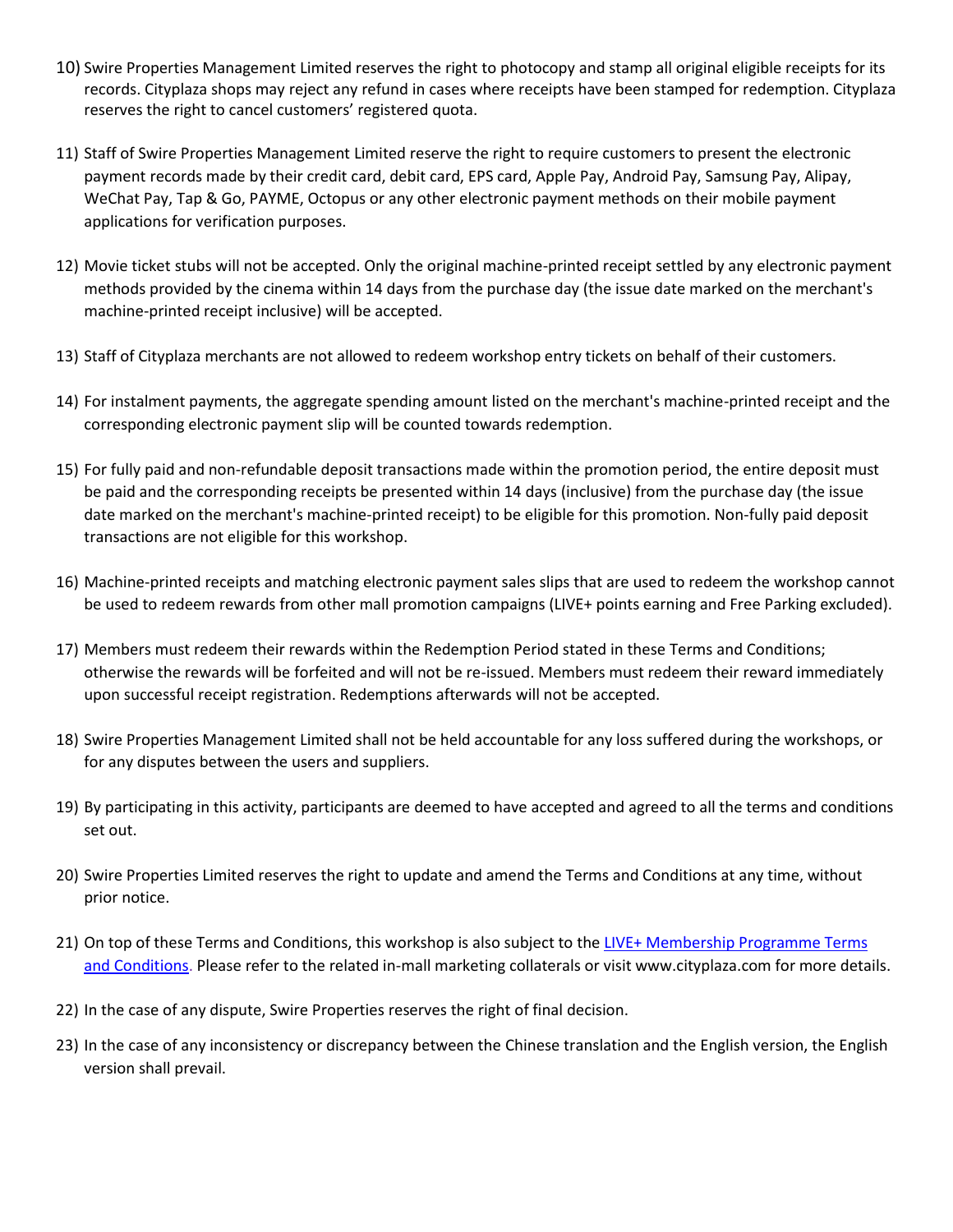10) Swire Properties Management Limited reserves the right to photocopy and stamp all original eligible receipts for its records. Cityplaza shops may reject any refund in cases where receipts have been stamped for redemption. Cityplaza reserves the right to cancel customers' registered quota.

11) Staff of Swire Properties Management Limited reserve the right to require customers to present the electronic payment records made by their credit card, debit card, EPS card, Apple Pay, Android Pay, Samsung Pay, Alipay, WeChat Pay, Tap & Go, PAYME, Octopus or any other electronic payment methods on their mobile payment applications for verification purposes.

12) Movie ticket stubs will not be accepted. Only the original machine-printed receipt settled by any electronic payment methods provided by the cinema within 14 days from the purchase day (the issue date marked on the merchant's machine-printed receipt inclusive) will be accepted.

13) Staff of Cityplaza merchants are not allowed to redeem workshop entry tickets on behalf of their customers.

14) For instalment payments, the aggregate spending amount listed on the merchant's machine-printed receipt and the corresponding electronic payment slip will be counted towards redemption.

15) For fully paid and non-refundable deposit transactions made within the promotion period, the entire deposit must be paid and the corresponding receipts be presented within 14 days (inclusive) from the purchase day (the issue date marked on the merchant's machine-printed receipt) to be eligible for this promotion. Non-fully paid deposit transactions are not eligible for this workshop.

16) Machine-printed receipts and matching electronic payment sales slips that are used to redeem the workshop cannot be used to redeem rewards from other mall promotion campaigns (LIVE+ points earning and Free Parking excluded).

17) Members must redeem their rewards within the Redemption Period stated in these Terms and Conditions; otherwise the rewards will be forfeited and will not be re-issued. Members must redeem their reward immediately upon successful receipt registration. Redemptions afterwards will not be accepted.

18) Swire Properties Management Limited shall not be held accountable for any loss suffered during the workshops, or for any disputes between the users and suppliers.

19) By participating in this activity, participants are deemed to have accepted and agreed to all the terms and conditions set out.

20) Swire Properties Limited reserves the right to update and amend the Terms and Conditions at any time, without prior notice.

21) On top of these Terms and Conditions, this workshop is also subject to the LIVE+ Membership Programme Terms and Conditions. Please refer to the related in-mall marketing collaterals or visit www.cityplaza.com for more details.

22) In the case of any dispute, Swire Properties reserves the right of final decision.

23) In the case of any inconsistency or discrepancy between the Chinese translation and the English version, the English version shall prevail.